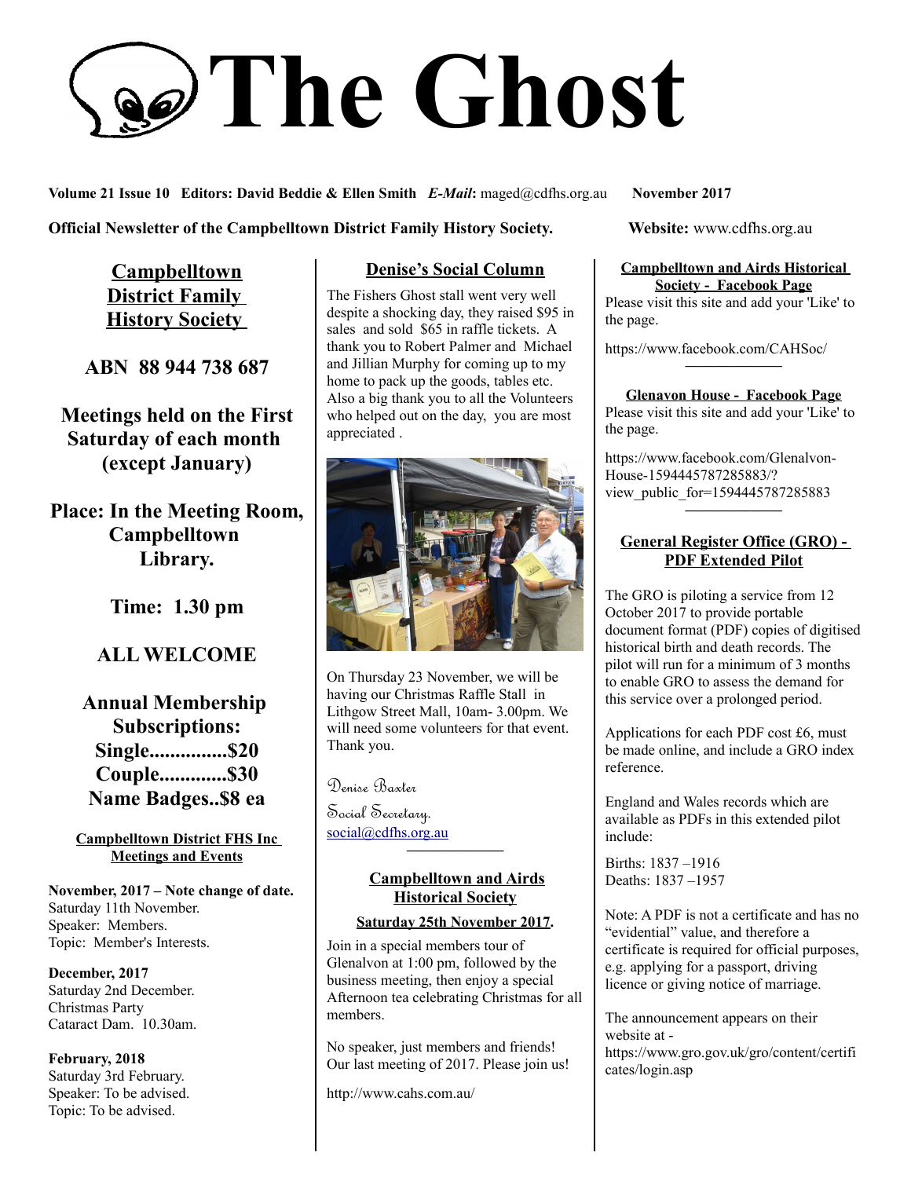# The Ghost

**Volume 21 Issue 10 Editors: David Beddie & Ellen Smith** ***E-Mail*****:** maged@cdfhs.org.au **November 2017**

**Official Newsletter of the Campbelltown District Family History Society.** **Website:** www.cdfhs.org.au

## Campbelltown District Family History Society

**ABN 88 944 738 687**

**Meetings held on the First Saturday of each month (except January)**

**Place: In the Meeting Room, Campbelltown Library.**

**Time: 1.30 pm**

**ALL WELCOME**

**Annual Membership Subscriptions:**
**Single...............$20**
**Couple.............$30**
**Name Badges..$8 ea**

### Campbelltown District FHS Inc Meetings and Events

**November, 2017 – Note change of date.**
Saturday 11th November.
Speaker: Members.
Topic: Member's Interests.

**December, 2017**
Saturday 2nd December.
Christmas Party
Cataract Dam. 10.30am.

**February, 2018**
Saturday 3rd February.
Speaker: To be advised.
Topic: To be advised.

## Denise's Social Column

The Fishers Ghost stall went very well despite a shocking day, they raised $95 in sales and sold $65 in raffle tickets. A thank you to Robert Palmer and Michael and Jillian Murphy for coming up to my home to pack up the goods, tables etc. Also a big thank you to all the Volunteers who helped out on the day, you are most appreciated .

On Thursday 23 November, we will be having our Christmas Raffle Stall in Lithgow Street Mall, 10am- 3.00pm. We will need some volunteers for that event. Thank you.

Denise Baxter
Social Secretary.
social@cdfhs.org.au

## Campbelltown and Airds Historical Society

**Saturday 25th November 2017.**

Join in a special members tour of Glenalvon at 1:00 pm, followed by the business meeting, then enjoy a special Afternoon tea celebrating Christmas for all members.

No speaker, just members and friends! Our last meeting of 2017. Please join us!

http://www.cahs.com.au/

### Campbelltown and Airds Historical Society - Facebook Page

Please visit this site and add your 'Like' to the page.

https://www.facebook.com/CAHSoc/

### Glenavon House - Facebook Page

Please visit this site and add your 'Like' to the page.

https://www.facebook.com/Glenalvon-House-1594445787285883/?view_public_for=1594445787285883

## General Register Office (GRO) - PDF Extended Pilot

The GRO is piloting a service from 12 October 2017 to provide portable document format (PDF) copies of digitised historical birth and death records. The pilot will run for a minimum of 3 months to enable GRO to assess the demand for this service over a prolonged period.

Applications for each PDF cost £6, must be made online, and include a GRO index reference.

England and Wales records which are available as PDFs in this extended pilot include:

Births: 1837 –1916
Deaths: 1837 –1957

Note: A PDF is not a certificate and has no "evidential" value, and therefore a certificate is required for official purposes, e.g. applying for a passport, driving licence or giving notice of marriage.

The announcement appears on their website at - https://www.gro.gov.uk/gro/content/certificates/login.asp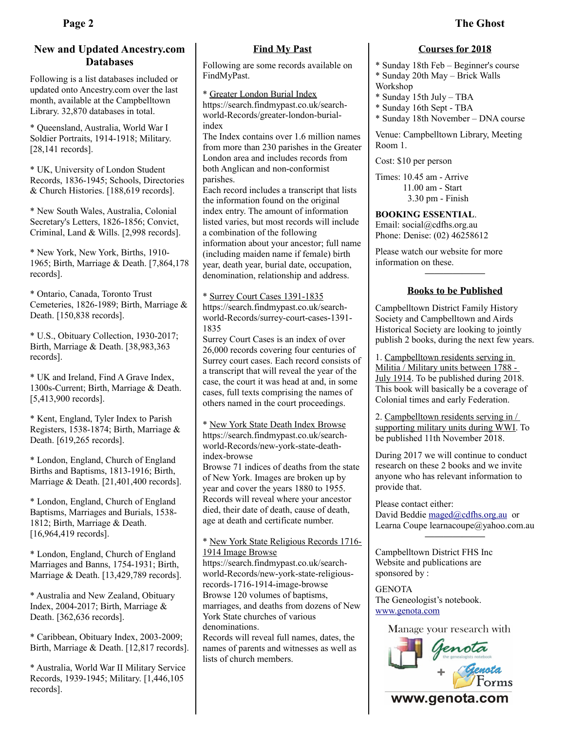## New and Updated Ancestry.com Databases

Following is a list databases included or updated onto Ancestry.com over the last month, available at the Campbelltown Library. 32,870 databases in total.

* Queensland, Australia, World War I Soldier Portraits, 1914-1918; Military. [28,141 records].

* UK, University of London Student Records, 1836-1945; Schools, Directories & Church Histories. [188,619 records].

* New South Wales, Australia, Colonial Secretary's Letters, 1826-1856; Convict, Criminal, Land & Wills. [2,998 records].

* New York, New York, Births, 1910-1965; Birth, Marriage & Death. [7,864,178 records].

* Ontario, Canada, Toronto Trust Cemeteries, 1826-1989; Birth, Marriage & Death. [150,838 records].

* U.S., Obituary Collection, 1930-2017; Birth, Marriage & Death. [38,983,363 records].

* UK and Ireland, Find A Grave Index, 1300s-Current; Birth, Marriage & Death. [5,413,900 records].

* Kent, England, Tyler Index to Parish Registers, 1538-1874; Birth, Marriage & Death. [619,265 records].

* London, England, Church of England Births and Baptisms, 1813-1916; Birth, Marriage & Death. [21,401,400 records].

* London, England, Church of England Baptisms, Marriages and Burials, 1538-1812; Birth, Marriage & Death. [16,964,419 records].

* London, England, Church of England Marriages and Banns, 1754-1931; Birth, Marriage & Death. [13,429,789 records].

* Australia and New Zealand, Obituary Index, 2004-2017; Birth, Marriage & Death. [362,636 records].

* Caribbean, Obituary Index, 2003-2009; Birth, Marriage & Death. [12,817 records].

* Australia, World War II Military Service Records, 1939-1945; Military. [1,446,105 records].

## Find My Past

Following are some records available on FindMyPast.

* Greater London Burial Index
https://search.findmypast.co.uk/search-world-Records/greater-london-burial-index
The Index contains over 1.6 million names from more than 230 parishes in the Greater London area and includes records from both Anglican and non-conformist parishes.
Each record includes a transcript that lists the information found on the original index entry. The amount of information listed varies, but most records will include a combination of the following information about your ancestor; full name (including maiden name if female) birth year, death year, burial date, occupation, denomination, relationship and address.

* Surrey Court Cases 1391-1835
https://search.findmypast.co.uk/search-world-Records/surrey-court-cases-1391-1835
Surrey Court Cases is an index of over 26,000 records covering four centuries of Surrey court cases. Each record consists of a transcript that will reveal the year of the case, the court it was head at and, in some cases, full texts comprising the names of others named in the court proceedings.

* New York State Death Index Browse
https://search.findmypast.co.uk/search-world-Records/new-york-state-death-index-browse
Browse 71 indices of deaths from the state of New York. Images are broken up by year and cover the years 1880 to 1955. Records will reveal where your ancestor died, their date of death, cause of death, age at death and certificate number.

* New York State Religious Records 1716-1914 Image Browse
https://search.findmypast.co.uk/search-world-Records/new-york-state-religious-records-1716-1914-image-browse
Browse 120 volumes of baptisms, marriages, and deaths from dozens of New York State churches of various denominations.
Records will reveal full names, dates, the names of parents and witnesses as well as lists of church members.

## Courses for 2018

* Sunday 18th Feb – Beginner's course
* Sunday 20th May – Brick Walls Workshop
* Sunday 15th July – TBA
* Sunday 16th Sept - TBA
* Sunday 18th November – DNA course

Venue: Campbelltown Library, Meeting Room 1.

Cost: $10 per person

Times: 10.45 am - Arrive
11.00 am - Start
3.30 pm - Finish

**BOOKING ESSENTIAL**.
Email: social@cdfhs.org.au
Phone: Denise: (02) 46258612

Please watch our website for more information on these.

---

## Books to be Published

Campbelltown District Family History Society and Campbelltown and Airds Historical Society are looking to jointly publish 2 books, during the next few years.

1. Campbelltown residents serving in Militia / Military units between 1788 - July 1914. To be published during 2018. This book will basically be a coverage of Colonial times and early Federation.

2. Campbelltown residents serving in / supporting military units during WWI. To be published 11th November 2018.

During 2017 we will continue to conduct research on these 2 books and we invite anyone who has relevant information to provide that.

Please contact either:
David Beddie maged@cdfhs.org.au or
Learna Coupe learnacoupe@yahoo.com.au

---

Campbelltown District FHS Inc Website and publications are sponsored by :

GENOTA
The Geneologist's notebook.
www.genota.com

Manage your research with Genota the genealogists notebook + Genota Forms
www.genota.com